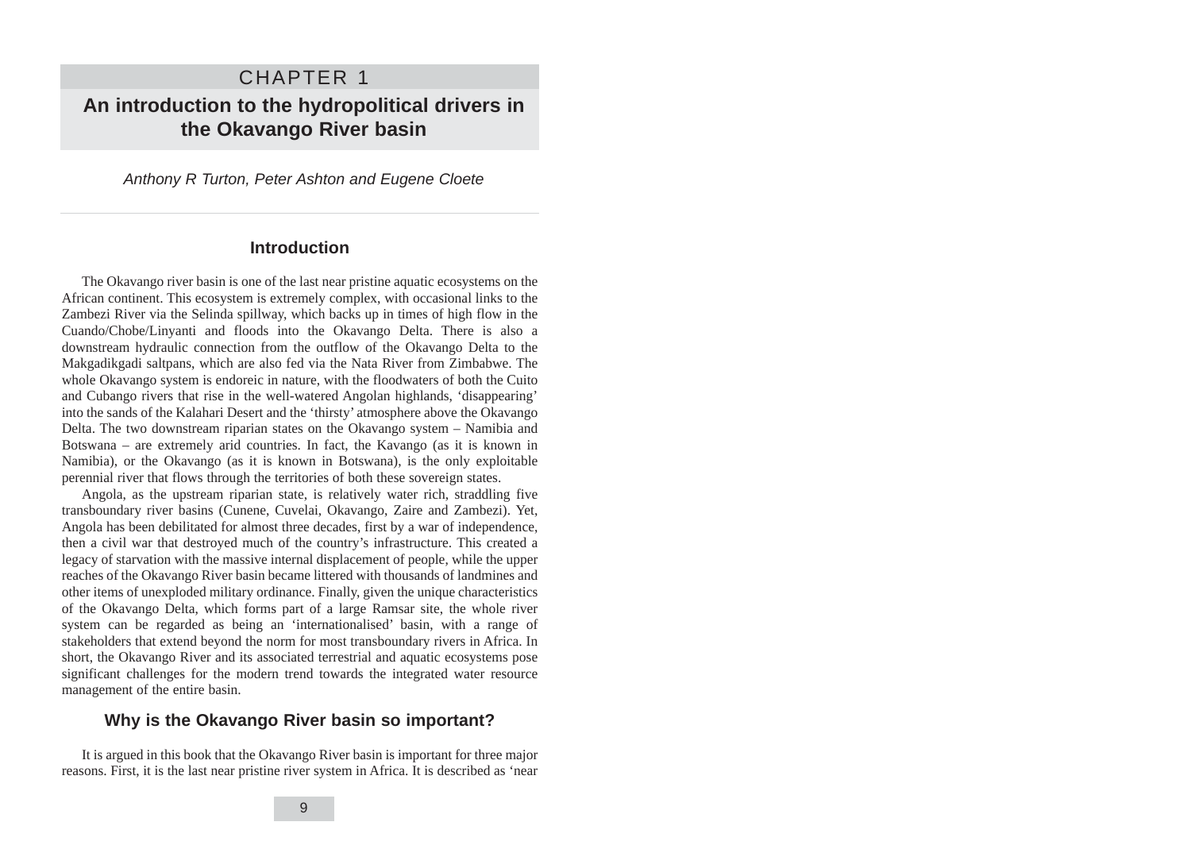# CHAPTER 1

## An introduction to the hydropolitical drivers in the Okavango River basin

*Anthony R Turton, Peter Ashton and Eugene Cloete*

---

### Introduction

The Okavango river basin is one of the last near pristine aquatic ecosystems on the African continent. This ecosystem is extremely complex, with occasional links to the Zambezi River via the Selinda spillway, which backs up in times of high flow in the Cuando/Chobe/Linyanti and floods into the Okavango Delta. There is also a downstream hydraulic connection from the outflow of the Okavango Delta to the Makgadikgadi saltpans, which are also fed via the Nata River from Zimbabwe. The whole Okavango system is endoreic in nature, with the floodwaters of both the Cuito and Cubango rivers that rise in the well-watered Angolan highlands, 'disappearing' into the sands of the Kalahari Desert and the 'thirsty' atmosphere above the Okavango Delta. The two downstream riparian states on the Okavango system – Namibia and Botswana – are extremely arid countries. In fact, the Kavango (as it is known in Namibia), or the Okavango (as it is known in Botswana), is the only exploitable perennial river that flows through the territories of both these sovereign states.

Angola, as the upstream riparian state, is relatively water rich, straddling five transboundary river basins (Cunene, Cuvelai, Okavango, Zaire and Zambezi). Yet, Angola has been debilitated for almost three decades, first by a war of independence, then a civil war that destroyed much of the country's infrastructure. This created a legacy of starvation with the massive internal displacement of people, while the upper reaches of the Okavango River basin became littered with thousands of landmines and other items of unexploded military ordinance. Finally, given the unique characteristics of the Okavango Delta, which forms part of a large Ramsar site, the whole river system can be regarded as being an 'internationalised' basin, with a range of stakeholders that extend beyond the norm for most transboundary rivers in Africa. In short, the Okavango River and its associated terrestrial and aquatic ecosystems pose significant challenges for the modern trend towards the integrated water resource management of the entire basin.

### Why is the Okavango River basin so important?

It is argued in this book that the Okavango River basin is important for three major reasons. First, it is the last near pristine river system in Africa. It is described as 'near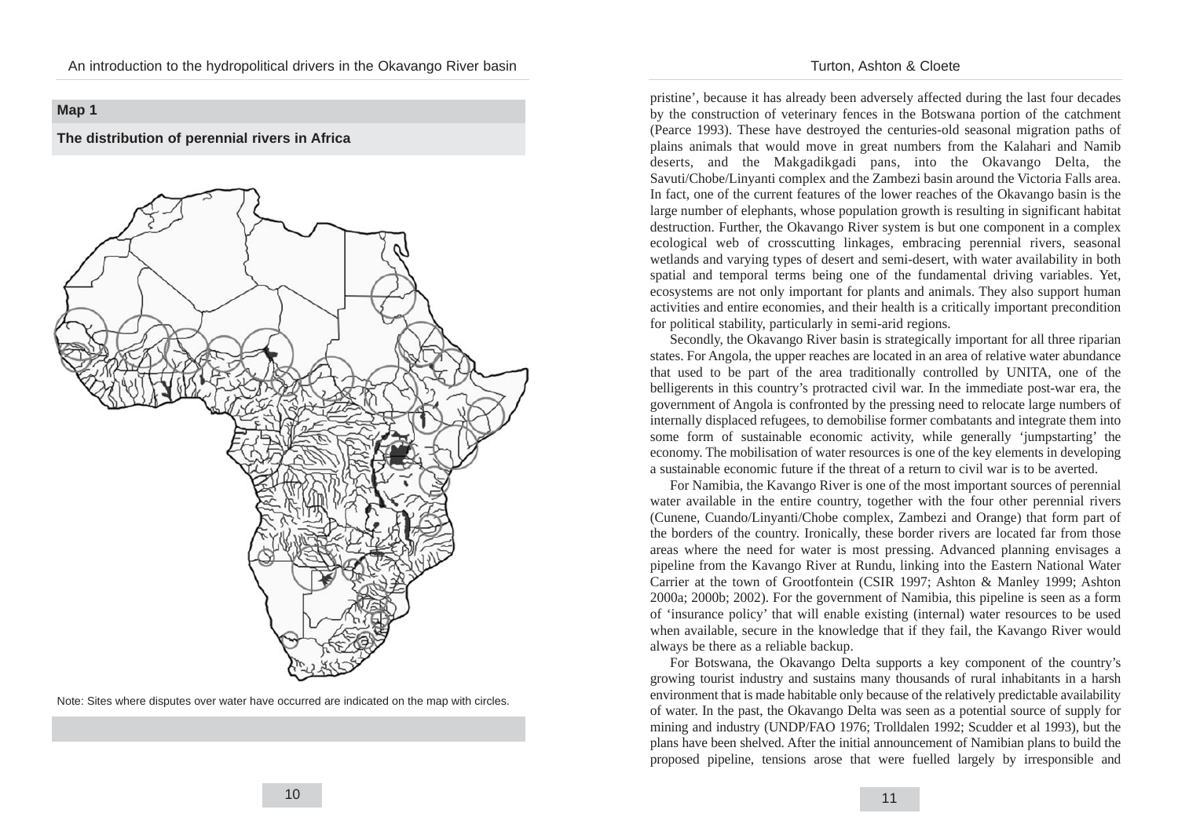**Map 1**

**The distribution of perennial rivers in Africa**

Note: Sites where disputes over water have occurred are indicated on the map with circles.

pristine', because it has already been adversely affected during the last four decades by the construction of veterinary fences in the Botswana portion of the catchment (Pearce 1993). These have destroyed the centuries-old seasonal migration paths of plains animals that would move in great numbers from the Kalahari and Namib deserts, and the Makgadikgadi pans, into the Okavango Delta, the Savuti/Chobe/Linyanti complex and the Zambezi basin around the Victoria Falls area. In fact, one of the current features of the lower reaches of the Okavango basin is the large number of elephants, whose population growth is resulting in significant habitat destruction. Further, the Okavango River system is but one component in a complex ecological web of crosscutting linkages, embracing perennial rivers, seasonal wetlands and varying types of desert and semi-desert, with water availability in both spatial and temporal terms being one of the fundamental driving variables. Yet, ecosystems are not only important for plants and animals. They also support human activities and entire economies, and their health is a critically important precondition for political stability, particularly in semi-arid regions.

Secondly, the Okavango River basin is strategically important for all three riparian states. For Angola, the upper reaches are located in an area of relative water abundance that used to be part of the area traditionally controlled by UNITA, one of the belligerents in this country's protracted civil war. In the immediate post-war era, the government of Angola is confronted by the pressing need to relocate large numbers of internally displaced refugees, to demobilise former combatants and integrate them into some form of sustainable economic activity, while generally 'jumpstarting' the economy. The mobilisation of water resources is one of the key elements in developing a sustainable economic future if the threat of a return to civil war is to be averted.

For Namibia, the Kavango River is one of the most important sources of perennial water available in the entire country, together with the four other perennial rivers (Cunene, Cuando/Linyanti/Chobe complex, Zambezi and Orange) that form part of the borders of the country. Ironically, these border rivers are located far from those areas where the need for water is most pressing. Advanced planning envisages a pipeline from the Kavango River at Rundu, linking into the Eastern National Water Carrier at the town of Grootfontein (CSIR 1997; Ashton & Manley 1999; Ashton 2000a; 2000b; 2002). For the government of Namibia, this pipeline is seen as a form of 'insurance policy' that will enable existing (internal) water resources to be used when available, secure in the knowledge that if they fail, the Kavango River would always be there as a reliable backup.

For Botswana, the Okavango Delta supports a key component of the country's growing tourist industry and sustains many thousands of rural inhabitants in a harsh environment that is made habitable only because of the relatively predictable availability of water. In the past, the Okavango Delta was seen as a potential source of supply for mining and industry (UNDP/FAO 1976; Trolldalen 1992; Scudder et al 1993), but the plans have been shelved. After the initial announcement of Namibian plans to build the proposed pipeline, tensions arose that were fuelled largely by irresponsible and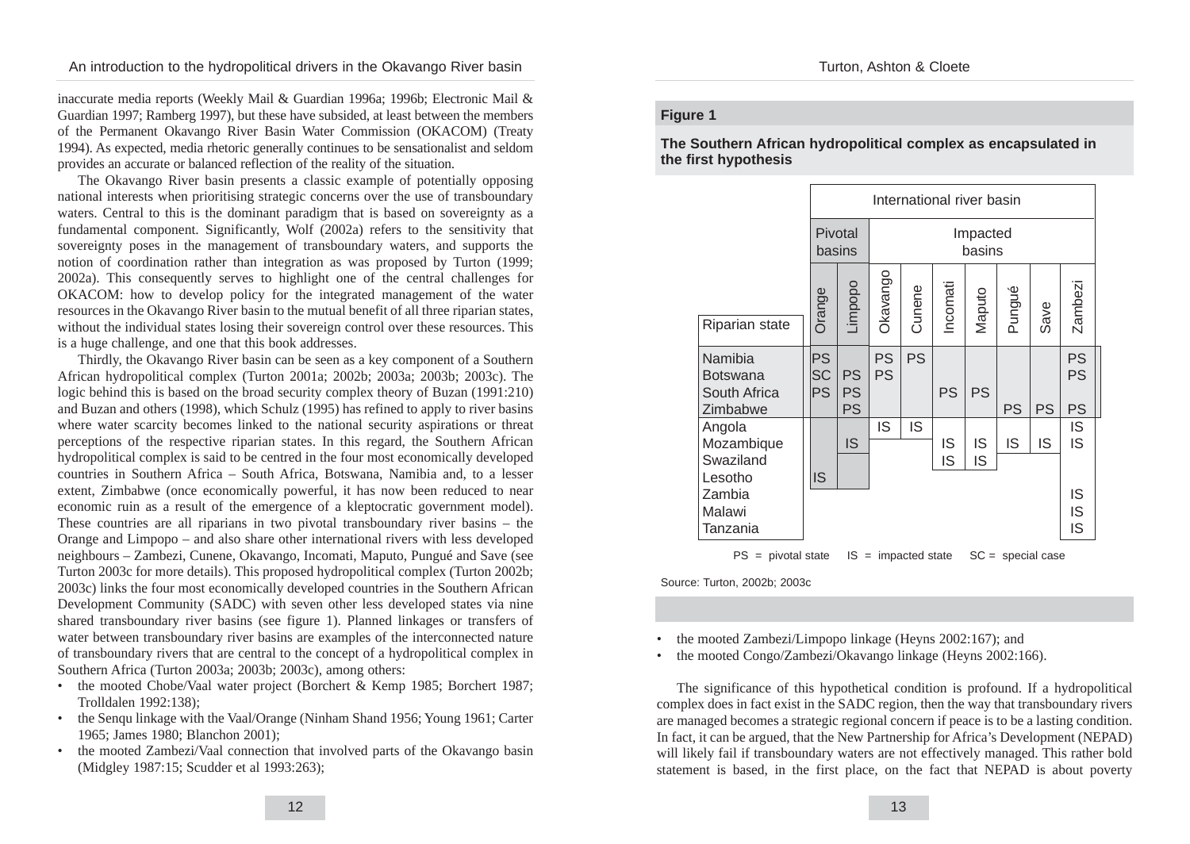inaccurate media reports (Weekly Mail & Guardian 1996a; 1996b; Electronic Mail & Guardian 1997; Ramberg 1997), but these have subsided, at least between the members of the Permanent Okavango River Basin Water Commission (OKACOM) (Treaty 1994). As expected, media rhetoric generally continues to be sensationalist and seldom provides an accurate or balanced reflection of the reality of the situation.

The Okavango River basin presents a classic example of potentially opposing national interests when prioritising strategic concerns over the use of transboundary waters. Central to this is the dominant paradigm that is based on sovereignty as a fundamental component. Significantly, Wolf (2002a) refers to the sensitivity that sovereignty poses in the management of transboundary waters, and supports the notion of coordination rather than integration as was proposed by Turton (1999; 2002a). This consequently serves to highlight one of the central challenges for OKACOM: how to develop policy for the integrated management of the water resources in the Okavango River basin to the mutual benefit of all three riparian states, without the individual states losing their sovereign control over these resources. This is a huge challenge, and one that this book addresses.

Thirdly, the Okavango River basin can be seen as a key component of a Southern African hydropolitical complex (Turton 2001a; 2002b; 2003a; 2003b; 2003c). The logic behind this is based on the broad security complex theory of Buzan (1991:210) and Buzan and others (1998), which Schulz (1995) has refined to apply to river basins where water scarcity becomes linked to the national security aspirations or threat perceptions of the respective riparian states. In this regard, the Southern African hydropolitical complex is said to be centred in the four most economically developed countries in Southern Africa – South Africa, Botswana, Namibia and, to a lesser extent, Zimbabwe (once economically powerful, it has now been reduced to near economic ruin as a result of the emergence of a kleptocratic government model). These countries are all riparians in two pivotal transboundary river basins – the Orange and Limpopo – and also share other international rivers with less developed neighbours – Zambezi, Cunene, Okavango, Incomati, Maputo, Pungué and Save (see Turton 2003c for more details). This proposed hydropolitical complex (Turton 2002b; 2003c) links the four most economically developed countries in the Southern African Development Community (SADC) with seven other less developed states via nine shared transboundary river basins (see figure 1). Planned linkages or transfers of water between transboundary river basins are examples of the interconnected nature of transboundary rivers that are central to the concept of a hydropolitical complex in Southern Africa (Turton 2003a; 2003b; 2003c), among others:

- the mooted Chobe/Vaal water project (Borchert & Kemp 1985; Borchert 1987; Trolldalen 1992:138);
- the Senqu linkage with the Vaal/Orange (Ninham Shand 1956; Young 1961; Carter 1965; James 1980; Blanchon 2001);
- the mooted Zambezi/Vaal connection that involved parts of the Okavango basin (Midgley 1987:15; Scudder et al 1993:263);
- the mooted Zambezi/Limpopo linkage (Heyns 2002:167); and
- the mooted Congo/Zambezi/Okavango linkage (Heyns 2002:166).

**Figure 1**

**The Southern African hydropolitical complex as encapsulated in the first hypothesis**

| | International river basin | | | | | | | | |
|---|---|---|---|---|---|---|---|---|---|
| | Pivotal basins | | Impacted basins | | | | | | |
| Riparian state | Orange | Limpopo | Okavango | Cunene | Incomati | Maputo | Pungué | Save | Zambezi |
| Namibia | PS | | PS | PS | | | | | PS |
| Botswana | SC | PS | PS | | | | | | PS |
| South Africa | PS | PS | | | PS | PS | | | |
| Zimbabwe | | PS | | | | | PS | PS | PS |
| Angola | | | IS | IS | | | | | IS |
| Mozambique | | IS | | | IS | IS | IS | IS | IS |
| Swaziland | | | | | IS | IS | | | |
| Lesotho | IS | | | | | | | | |
| Zambia | | | | | | | | | IS |
| Malawi | | | | | | | | | IS |
| Tanzania | | | | | | | | | IS |

PS = pivotal state IS = impacted state SC = special case

Source: Turton, 2002b; 2003c

The significance of this hypothetical condition is profound. If a hydropolitical complex does in fact exist in the SADC region, then the way that transboundary rivers are managed becomes a strategic regional concern if peace is to be a lasting condition. In fact, it can be argued, that the New Partnership for Africa's Development (NEPAD) will likely fail if transboundary waters are not effectively managed. This rather bold statement is based, in the first place, on the fact that NEPAD is about poverty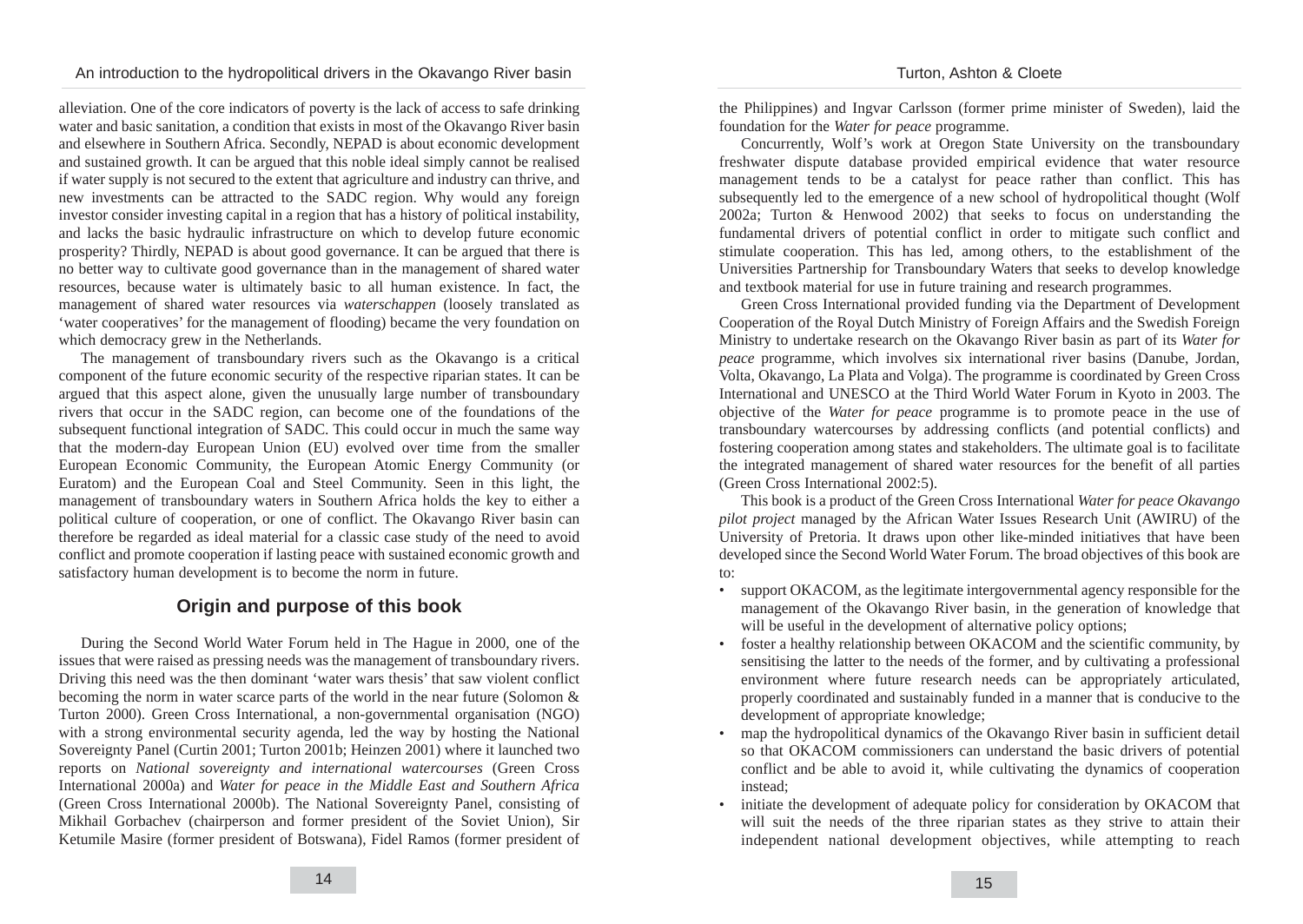alleviation. One of the core indicators of poverty is the lack of access to safe drinking water and basic sanitation, a condition that exists in most of the Okavango River basin and elsewhere in Southern Africa. Secondly, NEPAD is about economic development and sustained growth. It can be argued that this noble ideal simply cannot be realised if water supply is not secured to the extent that agriculture and industry can thrive, and new investments can be attracted to the SADC region. Why would any foreign investor consider investing capital in a region that has a history of political instability, and lacks the basic hydraulic infrastructure on which to develop future economic prosperity? Thirdly, NEPAD is about good governance. It can be argued that there is no better way to cultivate good governance than in the management of shared water resources, because water is ultimately basic to all human existence. In fact, the management of shared water resources via *waterschappen* (loosely translated as 'water cooperatives' for the management of flooding) became the very foundation on which democracy grew in the Netherlands.

The management of transboundary rivers such as the Okavango is a critical component of the future economic security of the respective riparian states. It can be argued that this aspect alone, given the unusually large number of transboundary rivers that occur in the SADC region, can become one of the foundations of the subsequent functional integration of SADC. This could occur in much the same way that the modern-day European Union (EU) evolved over time from the smaller European Economic Community, the European Atomic Energy Community (or Euratom) and the European Coal and Steel Community. Seen in this light, the management of transboundary waters in Southern Africa holds the key to either a political culture of cooperation, or one of conflict. The Okavango River basin can therefore be regarded as ideal material for a classic case study of the need to avoid conflict and promote cooperation if lasting peace with sustained economic growth and satisfactory human development is to become the norm in future.

## Origin and purpose of this book

During the Second World Water Forum held in The Hague in 2000, one of the issues that were raised as pressing needs was the management of transboundary rivers. Driving this need was the then dominant 'water wars thesis' that saw violent conflict becoming the norm in water scarce parts of the world in the near future (Solomon & Turton 2000). Green Cross International, a non-governmental organisation (NGO) with a strong environmental security agenda, led the way by hosting the National Sovereignty Panel (Curtin 2001; Turton 2001b; Heinzen 2001) where it launched two reports on *National sovereignty and international watercourses* (Green Cross International 2000a) and *Water for peace in the Middle East and Southern Africa* (Green Cross International 2000b). The National Sovereignty Panel, consisting of Mikhail Gorbachev (chairperson and former president of the Soviet Union), Sir Ketumile Masire (former president of Botswana), Fidel Ramos (former president of the Philippines) and Ingvar Carlsson (former prime minister of Sweden), laid the foundation for the *Water for peace* programme.

Concurrently, Wolf's work at Oregon State University on the transboundary freshwater dispute database provided empirical evidence that water resource management tends to be a catalyst for peace rather than conflict. This has subsequently led to the emergence of a new school of hydropolitical thought (Wolf 2002a; Turton & Henwood 2002) that seeks to focus on understanding the fundamental drivers of potential conflict in order to mitigate such conflict and stimulate cooperation. This has led, among others, to the establishment of the Universities Partnership for Transboundary Waters that seeks to develop knowledge and textbook material for use in future training and research programmes.

Green Cross International provided funding via the Department of Development Cooperation of the Royal Dutch Ministry of Foreign Affairs and the Swedish Foreign Ministry to undertake research on the Okavango River basin as part of its *Water for peace* programme, which involves six international river basins (Danube, Jordan, Volta, Okavango, La Plata and Volga). The programme is coordinated by Green Cross International and UNESCO at the Third World Water Forum in Kyoto in 2003. The objective of the *Water for peace* programme is to promote peace in the use of transboundary watercourses by addressing conflicts (and potential conflicts) and fostering cooperation among states and stakeholders. The ultimate goal is to facilitate the integrated management of shared water resources for the benefit of all parties (Green Cross International 2002:5).

This book is a product of the Green Cross International *Water for peace Okavango pilot project* managed by the African Water Issues Research Unit (AWIRU) of the University of Pretoria. It draws upon other like-minded initiatives that have been developed since the Second World Water Forum. The broad objectives of this book are to:

- support OKACOM, as the legitimate intergovernmental agency responsible for the management of the Okavango River basin, in the generation of knowledge that will be useful in the development of alternative policy options;
- foster a healthy relationship between OKACOM and the scientific community, by sensitising the latter to the needs of the former, and by cultivating a professional environment where future research needs can be appropriately articulated, properly coordinated and sustainably funded in a manner that is conducive to the development of appropriate knowledge;
- map the hydropolitical dynamics of the Okavango River basin in sufficient detail so that OKACOM commissioners can understand the basic drivers of potential conflict and be able to avoid it, while cultivating the dynamics of cooperation instead;
- initiate the development of adequate policy for consideration by OKACOM that will suit the needs of the three riparian states as they strive to attain their independent national development objectives, while attempting to reach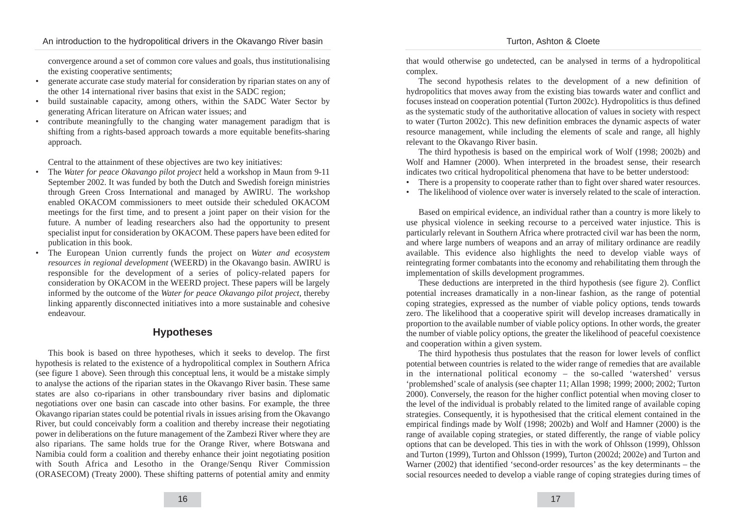convergence around a set of common core values and goals, thus institutionalising the existing cooperative sentiments;

- generate accurate case study material for consideration by riparian states on any of the other 14 international river basins that exist in the SADC region;
- build sustainable capacity, among others, within the SADC Water Sector by generating African literature on African water issues; and
- contribute meaningfully to the changing water management paradigm that is shifting from a rights-based approach towards a more equitable benefits-sharing approach.

Central to the attainment of these objectives are two key initiatives:

- The *Water for peace Okavango pilot project* held a workshop in Maun from 9-11 September 2002. It was funded by both the Dutch and Swedish foreign ministries through Green Cross International and managed by AWIRU. The workshop enabled OKACOM commissioners to meet outside their scheduled OKACOM meetings for the first time, and to present a joint paper on their vision for the future. A number of leading researchers also had the opportunity to present specialist input for consideration by OKACOM. These papers have been edited for publication in this book.
- The European Union currently funds the project on *Water and ecosystem resources in regional development* (WEERD) in the Okavango basin. AWIRU is responsible for the development of a series of policy-related papers for consideration by OKACOM in the WEERD project. These papers will be largely informed by the outcome of the *Water for peace Okavango pilot project*, thereby linking apparently disconnected initiatives into a more sustainable and cohesive endeavour.

## Hypotheses

This book is based on three hypotheses, which it seeks to develop. The first hypothesis is related to the existence of a hydropolitical complex in Southern Africa (see figure 1 above). Seen through this conceptual lens, it would be a mistake simply to analyse the actions of the riparian states in the Okavango River basin. These same states are also co-riparians in other transboundary river basins and diplomatic negotiations over one basin can cascade into other basins. For example, the three Okavango riparian states could be potential rivals in issues arising from the Okavango River, but could conceivably form a coalition and thereby increase their negotiating power in deliberations on the future management of the Zambezi River where they are also riparians. The same holds true for the Orange River, where Botswana and Namibia could form a coalition and thereby enhance their joint negotiating position with South Africa and Lesotho in the Orange/Senqu River Commission (ORASECOM) (Treaty 2000). These shifting patterns of potential amity and enmity that would otherwise go undetected, can be analysed in terms of a hydropolitical complex.

The second hypothesis relates to the development of a new definition of hydropolitics that moves away from the existing bias towards water and conflict and focuses instead on cooperation potential (Turton 2002c). Hydropolitics is thus defined as the systematic study of the authoritative allocation of values in society with respect to water (Turton 2002c). This new definition embraces the dynamic aspects of water resource management, while including the elements of scale and range, all highly relevant to the Okavango River basin.

The third hypothesis is based on the empirical work of Wolf (1998; 2002b) and Wolf and Hamner (2000). When interpreted in the broadest sense, their research indicates two critical hydropolitical phenomena that have to be better understood:

- There is a propensity to cooperate rather than to fight over shared water resources.
- The likelihood of violence over water is inversely related to the scale of interaction.

Based on empirical evidence, an individual rather than a country is more likely to use physical violence in seeking recourse to a perceived water injustice. This is particularly relevant in Southern Africa where protracted civil war has been the norm, and where large numbers of weapons and an array of military ordinance are readily available. This evidence also highlights the need to develop viable ways of reintegrating former combatants into the economy and rehabilitating them through the implementation of skills development programmes.

These deductions are interpreted in the third hypothesis (see figure 2). Conflict potential increases dramatically in a non-linear fashion, as the range of potential coping strategies, expressed as the number of viable policy options, tends towards zero. The likelihood that a cooperative spirit will develop increases dramatically in proportion to the available number of viable policy options. In other words, the greater the number of viable policy options, the greater the likelihood of peaceful coexistence and cooperation within a given system.

The third hypothesis thus postulates that the reason for lower levels of conflict potential between countries is related to the wider range of remedies that are available in the international political economy – the so-called 'watershed' versus 'problemshed' scale of analysis (see chapter 11; Allan 1998; 1999; 2000; 2002; Turton 2000). Conversely, the reason for the higher conflict potential when moving closer to the level of the individual is probably related to the limited range of available coping strategies. Consequently, it is hypothesised that the critical element contained in the empirical findings made by Wolf (1998; 2002b) and Wolf and Hamner (2000) is the range of available coping strategies, or stated differently, the range of viable policy options that can be developed. This ties in with the work of Ohlsson (1999), Ohlsson and Turton (1999), Turton and Ohlsson (1999), Turton (2002d; 2002e) and Turton and Warner (2002) that identified 'second-order resources' as the key determinants – the social resources needed to develop a viable range of coping strategies during times of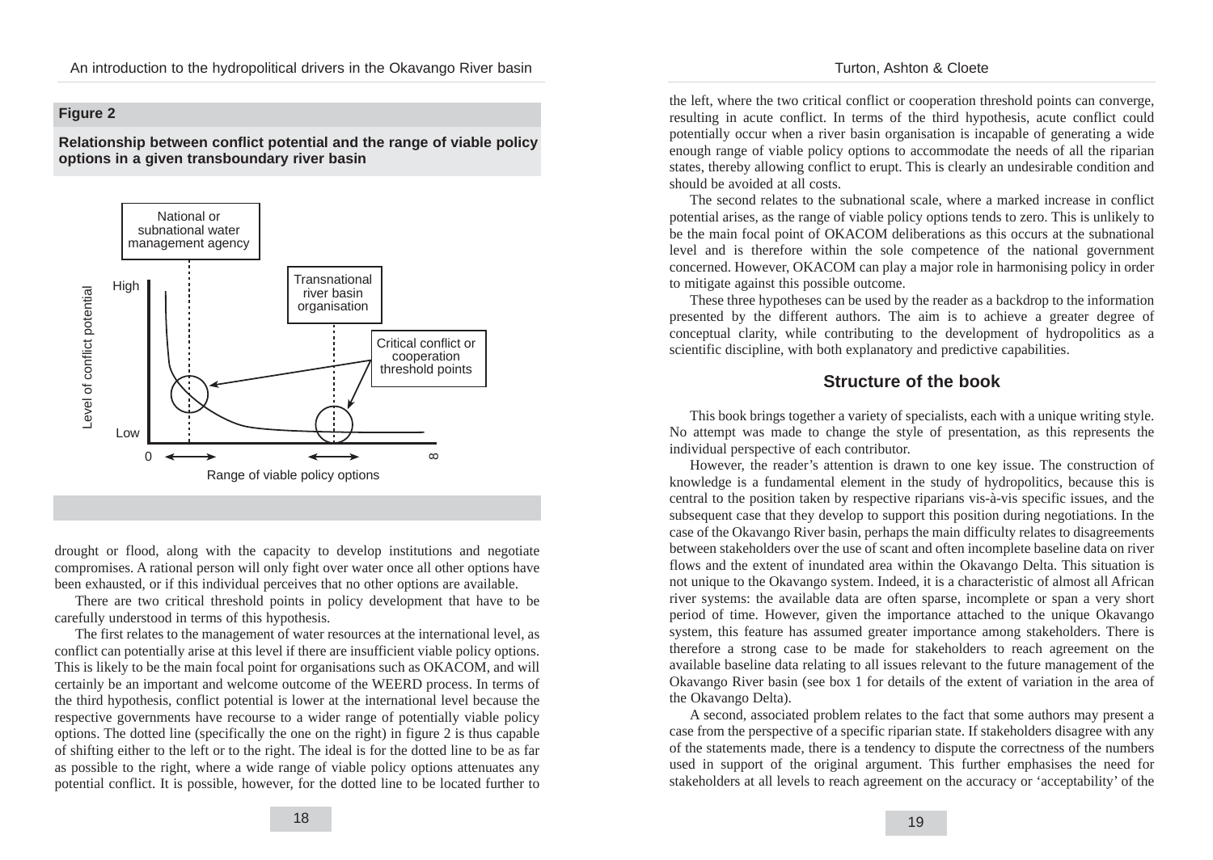**Figure 2**

**Relationship between conflict potential and the range of viable policy options in a given transboundary river basin**

drought or flood, along with the capacity to develop institutions and negotiate compromises. A rational person will only fight over water once all other options have been exhausted, or if this individual perceives that no other options are available.

There are two critical threshold points in policy development that have to be carefully understood in terms of this hypothesis.

The first relates to the management of water resources at the international level, as conflict can potentially arise at this level if there are insufficient viable policy options. This is likely to be the main focal point for organisations such as OKACOM, and will certainly be an important and welcome outcome of the WEERD process. In terms of the third hypothesis, conflict potential is lower at the international level because the respective governments have recourse to a wider range of potentially viable policy options. The dotted line (specifically the one on the right) in figure 2 is thus capable of shifting either to the left or to the right. The ideal is for the dotted line to be as far as possible to the right, where a wide range of viable policy options attenuates any potential conflict. It is possible, however, for the dotted line to be located further to the left, where the two critical conflict or cooperation threshold points can converge, resulting in acute conflict. In terms of the third hypothesis, acute conflict could potentially occur when a river basin organisation is incapable of generating a wide enough range of viable policy options to accommodate the needs of all the riparian states, thereby allowing conflict to erupt. This is clearly an undesirable condition and should be avoided at all costs.

The second relates to the subnational scale, where a marked increase in conflict potential arises, as the range of viable policy options tends to zero. This is unlikely to be the main focal point of OKACOM deliberations as this occurs at the subnational level and is therefore within the sole competence of the national government concerned. However, OKACOM can play a major role in harmonising policy in order to mitigate against this possible outcome.

These three hypotheses can be used by the reader as a backdrop to the information presented by the different authors. The aim is to achieve a greater degree of conceptual clarity, while contributing to the development of hydropolitics as a scientific discipline, with both explanatory and predictive capabilities.

## Structure of the book

This book brings together a variety of specialists, each with a unique writing style. No attempt was made to change the style of presentation, as this represents the individual perspective of each contributor.

However, the reader's attention is drawn to one key issue. The construction of knowledge is a fundamental element in the study of hydropolitics, because this is central to the position taken by respective riparians vis-à-vis specific issues, and the subsequent case that they develop to support this position during negotiations. In the case of the Okavango River basin, perhaps the main difficulty relates to disagreements between stakeholders over the use of scant and often incomplete baseline data on river flows and the extent of inundated area within the Okavango Delta. This situation is not unique to the Okavango system. Indeed, it is a characteristic of almost all African river systems: the available data are often sparse, incomplete or span a very short period of time. However, given the importance attached to the unique Okavango system, this feature has assumed greater importance among stakeholders. There is therefore a strong case to be made for stakeholders to reach agreement on the available baseline data relating to all issues relevant to the future management of the Okavango River basin (see box 1 for details of the extent of variation in the area of the Okavango Delta).

A second, associated problem relates to the fact that some authors may present a case from the perspective of a specific riparian state. If stakeholders disagree with any of the statements made, there is a tendency to dispute the correctness of the numbers used in support of the original argument. This further emphasises the need for stakeholders at all levels to reach agreement on the accuracy or 'acceptability' of the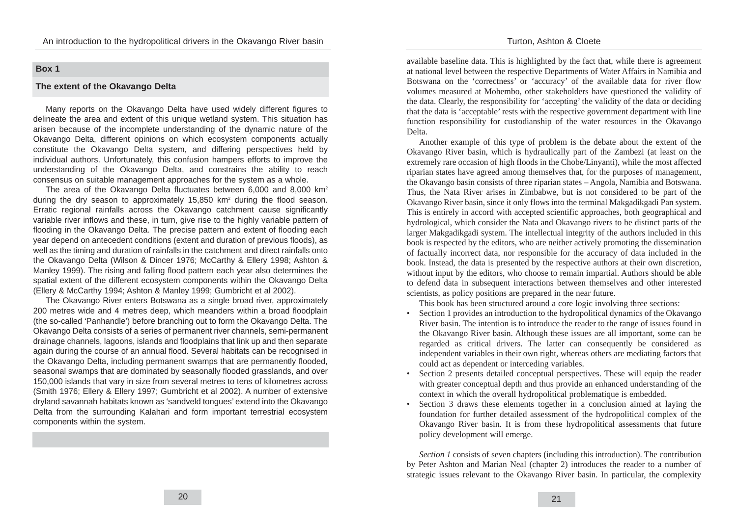## Box 1

### The extent of the Okavango Delta

Many reports on the Okavango Delta have used widely different figures to delineate the area and extent of this unique wetland system. This situation has arisen because of the incomplete understanding of the dynamic nature of the Okavango Delta, different opinions on which ecosystem components actually constitute the Okavango Delta system, and differing perspectives held by individual authors. Unfortunately, this confusion hampers efforts to improve the understanding of the Okavango Delta, and constrains the ability to reach consensus on suitable management approaches for the system as a whole.

The area of the Okavango Delta fluctuates between 6,000 and 8,000 km$^2$ during the dry season to approximately 15,850 km$^2$ during the flood season. Erratic regional rainfalls across the Okavango catchment cause significantly variable river inflows and these, in turn, give rise to the highly variable pattern of flooding in the Okavango Delta. The precise pattern and extent of flooding each year depend on antecedent conditions (extent and duration of previous floods), as well as the timing and duration of rainfalls in the catchment and direct rainfalls onto the Okavango Delta (Wilson & Dincer 1976; McCarthy & Ellery 1998; Ashton & Manley 1999). The rising and falling flood pattern each year also determines the spatial extent of the different ecosystem components within the Okavango Delta (Ellery & McCarthy 1994; Ashton & Manley 1999; Gumbricht et al 2002).

The Okavango River enters Botswana as a single broad river, approximately 200 metres wide and 4 metres deep, which meanders within a broad floodplain (the so-called 'Panhandle') before branching out to form the Okavango Delta. The Okavango Delta consists of a series of permanent river channels, semi-permanent drainage channels, lagoons, islands and floodplains that link up and then separate again during the course of an annual flood. Several habitats can be recognised in the Okavango Delta, including permanent swamps that are permanently flooded, seasonal swamps that are dominated by seasonally flooded grasslands, and over 150,000 islands that vary in size from several metres to tens of kilometres across (Smith 1976; Ellery & Ellery 1997; Gumbricht et al 2002). A number of extensive dryland savannah habitats known as 'sandveld tongues' extend into the Okavango Delta from the surrounding Kalahari and form important terrestrial ecosystem components within the system.

available baseline data. This is highlighted by the fact that, while there is agreement at national level between the respective Departments of Water Affairs in Namibia and Botswana on the 'correctness' or 'accuracy' of the available data for river flow volumes measured at Mohembo, other stakeholders have questioned the validity of the data. Clearly, the responsibility for 'accepting' the validity of the data or deciding that the data is 'acceptable' rests with the respective government department with line function responsibility for custodianship of the water resources in the Okavango Delta.

Another example of this type of problem is the debate about the extent of the Okavango River basin, which is hydraulically part of the Zambezi (at least on the extremely rare occasion of high floods in the Chobe/Linyanti), while the most affected riparian states have agreed among themselves that, for the purposes of management, the Okavango basin consists of three riparian states – Angola, Namibia and Botswana. Thus, the Nata River arises in Zimbabwe, but is not considered to be part of the Okavango River basin, since it only flows into the terminal Makgadikgadi Pan system. This is entirely in accord with accepted scientific approaches, both geographical and hydrological, which consider the Nata and Okavango rivers to be distinct parts of the larger Makgadikgadi system. The intellectual integrity of the authors included in this book is respected by the editors, who are neither actively promoting the dissemination of factually incorrect data, nor responsible for the accuracy of data included in the book. Instead, the data is presented by the respective authors at their own discretion, without input by the editors, who choose to remain impartial. Authors should be able to defend data in subsequent interactions between themselves and other interested scientists, as policy positions are prepared in the near future.

This book has been structured around a core logic involving three sections:

- Section 1 provides an introduction to the hydropolitical dynamics of the Okavango River basin. The intention is to introduce the reader to the range of issues found in the Okavango River basin. Although these issues are all important, some can be regarded as critical drivers. The latter can consequently be considered as independent variables in their own right, whereas others are mediating factors that could act as dependent or interceding variables.
- Section 2 presents detailed conceptual perspectives. These will equip the reader with greater conceptual depth and thus provide an enhanced understanding of the context in which the overall hydropolitical problematique is embedded.
- Section 3 draws these elements together in a conclusion aimed at laying the foundation for further detailed assessment of the hydropolitical complex of the Okavango River basin. It is from these hydropolitical assessments that future policy development will emerge.

*Section 1* consists of seven chapters (including this introduction). The contribution by Peter Ashton and Marian Neal (chapter 2) introduces the reader to a number of strategic issues relevant to the Okavango River basin. In particular, the complexity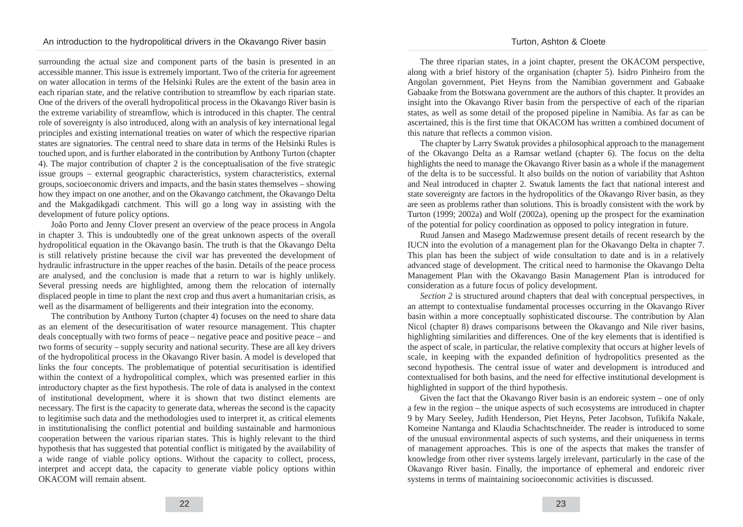surrounding the actual size and component parts of the basin is presented in an accessible manner. This issue is extremely important. Two of the criteria for agreement on water allocation in terms of the Helsinki Rules are the extent of the basin area in each riparian state, and the relative contribution to streamflow by each riparian state. One of the drivers of the overall hydropolitical process in the Okavango River basin is the extreme variability of streamflow, which is introduced in this chapter. The central role of sovereignty is also introduced, along with an analysis of key international legal principles and existing international treaties on water of which the respective riparian states are signatories. The central need to share data in terms of the Helsinki Rules is touched upon, and is further elaborated in the contribution by Anthony Turton (chapter 4). The major contribution of chapter 2 is the conceptualisation of the five strategic issue groups – external geographic characteristics, system characteristics, external groups, socioeconomic drivers and impacts, and the basin states themselves – showing how they impact on one another, and on the Okavango catchment, the Okavango Delta and the Makgadikgadi catchment. This will go a long way in assisting with the development of future policy options.

João Porto and Jenny Clover present an overview of the peace process in Angola in chapter 3. This is undoubtedly one of the great unknown aspects of the overall hydropolitical equation in the Okavango basin. The truth is that the Okavango Delta is still relatively pristine because the civil war has prevented the development of hydraulic infrastructure in the upper reaches of the basin. Details of the peace process are analysed, and the conclusion is made that a return to war is highly unlikely. Several pressing needs are highlighted, among them the relocation of internally displaced people in time to plant the next crop and thus avert a humanitarian crisis, as well as the disarmament of belligerents and their integration into the economy.

The contribution by Anthony Turton (chapter 4) focuses on the need to share data as an element of the desecuritisation of water resource management. This chapter deals conceptually with two forms of peace – negative peace and positive peace – and two forms of security – supply security and national security. These are all key drivers of the hydropolitical process in the Okavango River basin. A model is developed that links the four concepts. The problematique of potential securitisation is identified within the context of a hydropolitical complex, which was presented earlier in this introductory chapter as the first hypothesis. The role of data is analysed in the context of institutional development, where it is shown that two distinct elements are necessary. The first is the capacity to generate data, whereas the second is the capacity to legitimise such data and the methodologies used to interpret it, as critical elements in institutionalising the conflict potential and building sustainable and harmonious cooperation between the various riparian states. This is highly relevant to the third hypothesis that has suggested that potential conflict is mitigated by the availability of a wide range of viable policy options. Without the capacity to collect, process, interpret and accept data, the capacity to generate viable policy options within OKACOM will remain absent.

The three riparian states, in a joint chapter, present the OKACOM perspective, along with a brief history of the organisation (chapter 5). Isidro Pinheiro from the Angolan government, Piet Heyns from the Namibian government and Gabaake Gabaake from the Botswana government are the authors of this chapter. It provides an insight into the Okavango River basin from the perspective of each of the riparian states, as well as some detail of the proposed pipeline in Namibia. As far as can be ascertained, this is the first time that OKACOM has written a combined document of this nature that reflects a common vision.

The chapter by Larry Swatuk provides a philosophical approach to the management of the Okavango Delta as a Ramsar wetland (chapter 6). The focus on the delta highlights the need to manage the Okavango River basin as a whole if the management of the delta is to be successful. It also builds on the notion of variability that Ashton and Neal introduced in chapter 2. Swatuk laments the fact that national interest and state sovereignty are factors in the hydropolitics of the Okavango River basin, as they are seen as problems rather than solutions. This is broadly consistent with the work by Turton (1999; 2002a) and Wolf (2002a), opening up the prospect for the examination of the potential for policy coordination as opposed to policy integration in future.

Ruud Jansen and Masego Madzwemuse present details of recent research by the IUCN into the evolution of a management plan for the Okavango Delta in chapter 7. This plan has been the subject of wide consultation to date and is in a relatively advanced stage of development. The critical need to harmonise the Okavango Delta Management Plan with the Okavango Basin Management Plan is introduced for consideration as a future focus of policy development.

*Section 2* is structured around chapters that deal with conceptual perspectives, in an attempt to contextualise fundamental processes occurring in the Okavango River basin within a more conceptually sophisticated discourse. The contribution by Alan Nicol (chapter 8) draws comparisons between the Okavango and Nile river basins, highlighting similarities and differences. One of the key elements that is identified is the aspect of scale, in particular, the relative complexity that occurs at higher levels of scale, in keeping with the expanded definition of hydropolitics presented as the second hypothesis. The central issue of water and development is introduced and contextualised for both basins, and the need for effective institutional development is highlighted in support of the third hypothesis.

Given the fact that the Okavango River basin is an endoreic system – one of only a few in the region – the unique aspects of such ecosystems are introduced in chapter 9 by Mary Seeley, Judith Henderson, Piet Heyns, Peter Jacobson, Tufikifa Nakale, Komeine Nantanga and Klaudia Schachtschneider. The reader is introduced to some of the unusual environmental aspects of such systems, and their uniqueness in terms of management approaches. This is one of the aspects that makes the transfer of knowledge from other river systems largely irrelevant, particularly in the case of the Okavango River basin. Finally, the importance of ephemeral and endoreic river systems in terms of maintaining socioeconomic activities is discussed.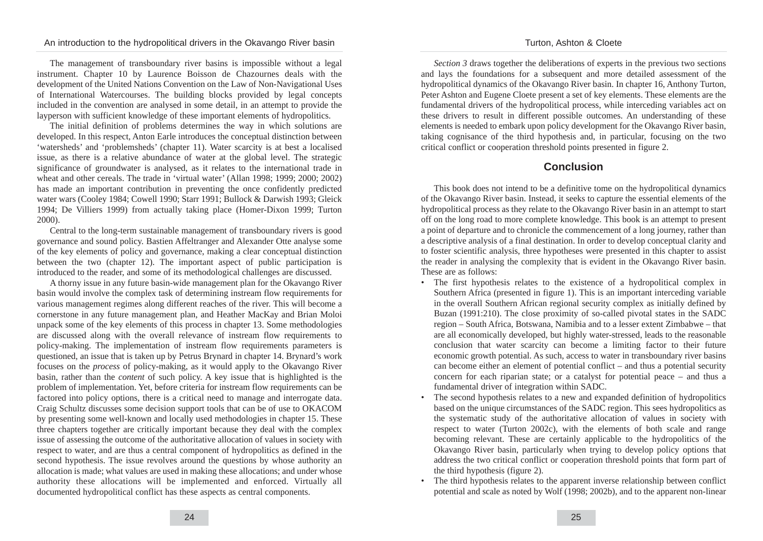The management of transboundary river basins is impossible without a legal instrument. Chapter 10 by Laurence Boisson de Chazournes deals with the development of the United Nations Convention on the Law of Non-Navigational Uses of International Watercourses. The building blocks provided by legal concepts included in the convention are analysed in some detail, in an attempt to provide the layperson with sufficient knowledge of these important elements of hydropolitics.

The initial definition of problems determines the way in which solutions are developed. In this respect, Anton Earle introduces the conceptual distinction between 'watersheds' and 'problemsheds' (chapter 11). Water scarcity is at best a localised issue, as there is a relative abundance of water at the global level. The strategic significance of groundwater is analysed, as it relates to the international trade in wheat and other cereals. The trade in 'virtual water' (Allan 1998; 1999; 2000; 2002) has made an important contribution in preventing the once confidently predicted water wars (Cooley 1984; Cowell 1990; Starr 1991; Bullock & Darwish 1993; Gleick 1994; De Villiers 1999) from actually taking place (Homer-Dixon 1999; Turton 2000).

Central to the long-term sustainable management of transboundary rivers is good governance and sound policy. Bastien Affeltranger and Alexander Otte analyse some of the key elements of policy and governance, making a clear conceptual distinction between the two (chapter 12). The important aspect of public participation is introduced to the reader, and some of its methodological challenges are discussed.

A thorny issue in any future basin-wide management plan for the Okavango River basin would involve the complex task of determining instream flow requirements for various management regimes along different reaches of the river. This will become a cornerstone in any future management plan, and Heather MacKay and Brian Moloi unpack some of the key elements of this process in chapter 13. Some methodologies are discussed along with the overall relevance of instream flow requirements to policy-making. The implementation of instream flow requirements parameters is questioned, an issue that is taken up by Petrus Brynard in chapter 14. Brynard's work focuses on the *process* of policy-making, as it would apply to the Okavango River basin, rather than the *content* of such policy. A key issue that is highlighted is the problem of implementation. Yet, before criteria for instream flow requirements can be factored into policy options, there is a critical need to manage and interrogate data. Craig Schultz discusses some decision support tools that can be of use to OKACOM by presenting some well-known and locally used methodologies in chapter 15. These three chapters together are critically important because they deal with the complex issue of assessing the outcome of the authoritative allocation of values in society with respect to water, and are thus a central component of hydropolitics as defined in the second hypothesis. The issue revolves around the questions by whose authority an allocation is made; what values are used in making these allocations; and under whose authority these allocations will be implemented and enforced. Virtually all documented hydropolitical conflict has these aspects as central components.

*Section 3* draws together the deliberations of experts in the previous two sections and lays the foundations for a subsequent and more detailed assessment of the hydropolitical dynamics of the Okavango River basin. In chapter 16, Anthony Turton, Peter Ashton and Eugene Cloete present a set of key elements. These elements are the fundamental drivers of the hydropolitical process, while interceding variables act on these drivers to result in different possible outcomes. An understanding of these elements is needed to embark upon policy development for the Okavango River basin, taking cognisance of the third hypothesis and, in particular, focusing on the two critical conflict or cooperation threshold points presented in figure 2.

## Conclusion

This book does not intend to be a definitive tome on the hydropolitical dynamics of the Okavango River basin. Instead, it seeks to capture the essential elements of the hydropolitical process as they relate to the Okavango River basin in an attempt to start off on the long road to more complete knowledge. This book is an attempt to present a point of departure and to chronicle the commencement of a long journey, rather than a descriptive analysis of a final destination. In order to develop conceptual clarity and to foster scientific analysis, three hypotheses were presented in this chapter to assist the reader in analysing the complexity that is evident in the Okavango River basin. These are as follows:

- The first hypothesis relates to the existence of a hydropolitical complex in Southern Africa (presented in figure 1). This is an important interceding variable in the overall Southern African regional security complex as initially defined by Buzan (1991:210). The close proximity of so-called pivotal states in the SADC region – South Africa, Botswana, Namibia and to a lesser extent Zimbabwe – that are all economically developed, but highly water-stressed, leads to the reasonable conclusion that water scarcity can become a limiting factor to their future economic growth potential. As such, access to water in transboundary river basins can become either an element of potential conflict – and thus a potential security concern for each riparian state; or a catalyst for potential peace – and thus a fundamental driver of integration within SADC.
- The second hypothesis relates to a new and expanded definition of hydropolitics based on the unique circumstances of the SADC region. This sees hydropolitics as the systematic study of the authoritative allocation of values in society with respect to water (Turton 2002c), with the elements of both scale and range becoming relevant. These are certainly applicable to the hydropolitics of the Okavango River basin, particularly when trying to develop policy options that address the two critical conflict or cooperation threshold points that form part of the third hypothesis (figure 2).
- The third hypothesis relates to the apparent inverse relationship between conflict potential and scale as noted by Wolf (1998; 2002b), and to the apparent non-linear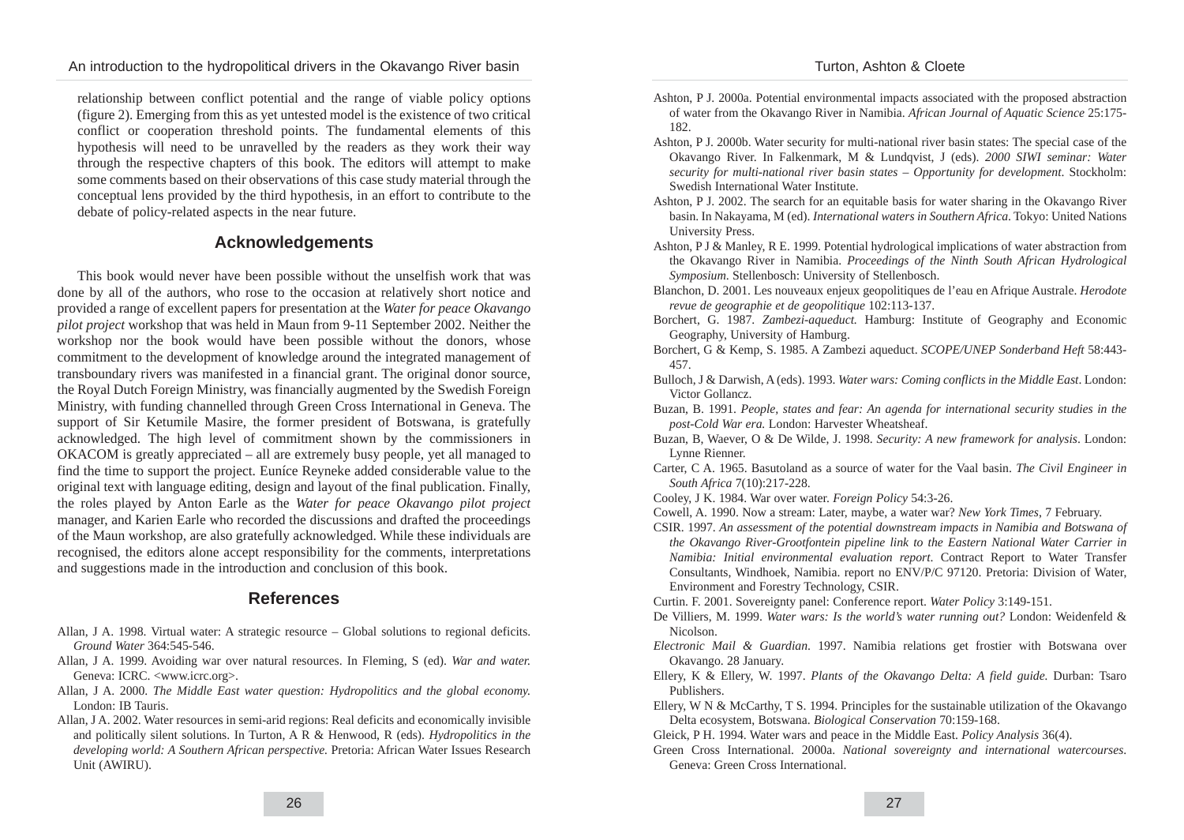relationship between conflict potential and the range of viable policy options (figure 2). Emerging from this as yet untested model is the existence of two critical conflict or cooperation threshold points. The fundamental elements of this hypothesis will need to be unravelled by the readers as they work their way through the respective chapters of this book. The editors will attempt to make some comments based on their observations of this case study material through the conceptual lens provided by the third hypothesis, in an effort to contribute to the debate of policy-related aspects in the near future.

## Acknowledgements

This book would never have been possible without the unselfish work that was done by all of the authors, who rose to the occasion at relatively short notice and provided a range of excellent papers for presentation at the *Water for peace Okavango pilot project* workshop that was held in Maun from 9-11 September 2002. Neither the workshop nor the book would have been possible without the donors, whose commitment to the development of knowledge around the integrated management of transboundary rivers was manifested in a financial grant. The original donor source, the Royal Dutch Foreign Ministry, was financially augmented by the Swedish Foreign Ministry, with funding channelled through Green Cross International in Geneva. The support of Sir Ketumile Masire, the former president of Botswana, is gratefully acknowledged. The high level of commitment shown by the commissioners in OKACOM is greatly appreciated – all are extremely busy people, yet all managed to find the time to support the project. Euníce Reyneke added considerable value to the original text with language editing, design and layout of the final publication. Finally, the roles played by Anton Earle as the *Water for peace Okavango pilot project* manager, and Karien Earle who recorded the discussions and drafted the proceedings of the Maun workshop, are also gratefully acknowledged. While these individuals are recognised, the editors alone accept responsibility for the comments, interpretations and suggestions made in the introduction and conclusion of this book.

## References

Allan, J A. 1998. Virtual water: A strategic resource – Global solutions to regional deficits. *Ground Water* 364:545-546.

Allan, J A. 1999. Avoiding war over natural resources. In Fleming, S (ed). *War and water.* Geneva: ICRC. <www.icrc.org>.

Allan, J A. 2000. *The Middle East water question: Hydropolitics and the global economy.* London: IB Tauris.

Allan, J A. 2002. Water resources in semi-arid regions: Real deficits and economically invisible and politically silent solutions. In Turton, A R & Henwood, R (eds). *Hydropolitics in the developing world: A Southern African perspective.* Pretoria: African Water Issues Research Unit (AWIRU).

Ashton, P J. 2000a. Potential environmental impacts associated with the proposed abstraction of water from the Okavango River in Namibia. *African Journal of Aquatic Science* 25:175-182.

Ashton, P J. 2000b. Water security for multi-national river basin states: The special case of the Okavango River. In Falkenmark, M & Lundqvist, J (eds). *2000 SIWI seminar: Water security for multi-national river basin states – Opportunity for development.* Stockholm: Swedish International Water Institute.

Ashton, P J. 2002. The search for an equitable basis for water sharing in the Okavango River basin. In Nakayama, M (ed). *International waters in Southern Africa.* Tokyo: United Nations University Press.

Ashton, P J & Manley, R E. 1999. Potential hydrological implications of water abstraction from the Okavango River in Namibia. *Proceedings of the Ninth South African Hydrological Symposium.* Stellenbosch: University of Stellenbosch.

Blanchon, D. 2001. Les nouveaux enjeux geopolitiques de l'eau en Afrique Australe. *Herodote revue de geographie et de geopolitique* 102:113-137.

Borchert, G. 1987. *Zambezi-aqueduct.* Hamburg: Institute of Geography and Economic Geography, University of Hamburg.

Borchert, G & Kemp, S. 1985. A Zambezi aqueduct. *SCOPE/UNEP Sonderband Heft* 58:443-457.

Bulloch, J & Darwish, A (eds). 1993. *Water wars: Coming conflicts in the Middle East.* London: Victor Gollancz.

Buzan, B. 1991. *People, states and fear: An agenda for international security studies in the post-Cold War era.* London: Harvester Wheatsheaf.

Buzan, B, Waever, O & De Wilde, J. 1998. *Security: A new framework for analysis.* London: Lynne Rienner.

Carter, C A. 1965. Basutoland as a source of water for the Vaal basin. *The Civil Engineer in South Africa* 7(10):217-228.

Cooley, J K. 1984. War over water. *Foreign Policy* 54:3-26.

Cowell, A. 1990. Now a stream: Later, maybe, a water war? *New York Times*, 7 February.

CSIR. 1997. *An assessment of the potential downstream impacts in Namibia and Botswana of the Okavango River-Grootfontein pipeline link to the Eastern National Water Carrier in Namibia: Initial environmental evaluation report.* Contract Report to Water Transfer Consultants, Windhoek, Namibia. report no ENV/P/C 97120. Pretoria: Division of Water, Environment and Forestry Technology, CSIR.

Curtin. F. 2001. Sovereignty panel: Conference report. *Water Policy* 3:149-151.

De Villiers, M. 1999. *Water wars: Is the world's water running out?* London: Weidenfeld & Nicolson.

*Electronic Mail & Guardian.* 1997. Namibia relations get frostier with Botswana over Okavango. 28 January.

Ellery, K & Ellery, W. 1997. *Plants of the Okavango Delta: A field guide.* Durban: Tsaro Publishers.

Ellery, W N & McCarthy, T S. 1994. Principles for the sustainable utilization of the Okavango Delta ecosystem, Botswana. *Biological Conservation* 70:159-168.

Gleick, P H. 1994. Water wars and peace in the Middle East. *Policy Analysis* 36(4).

Green Cross International. 2000a. *National sovereignty and international watercourses.* Geneva: Green Cross International.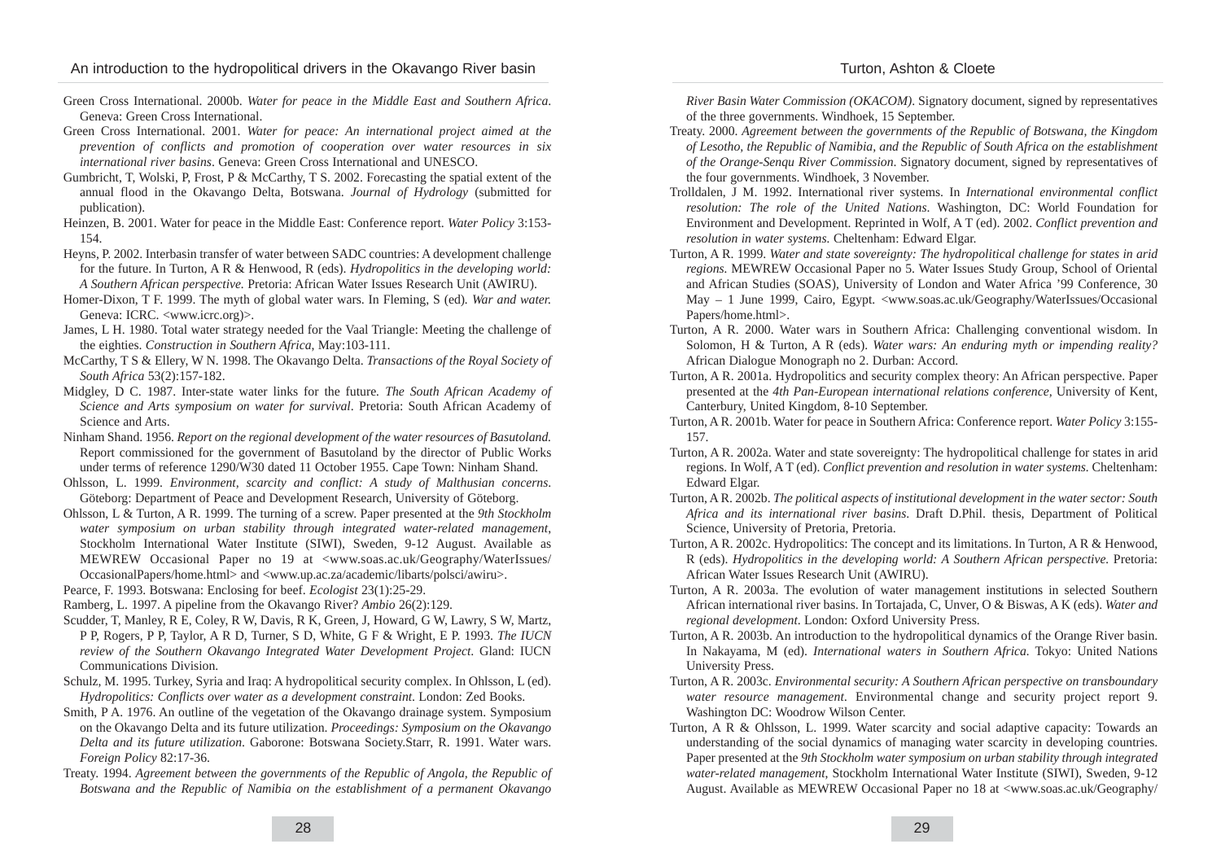Green Cross International. 2000b. *Water for peace in the Middle East and Southern Africa*. Geneva: Green Cross International.

Green Cross International. 2001. *Water for peace: An international project aimed at the prevention of conflicts and promotion of cooperation over water resources in six international river basins*. Geneva: Green Cross International and UNESCO.

Gumbricht, T, Wolski, P, Frost, P & McCarthy, T S. 2002. Forecasting the spatial extent of the annual flood in the Okavango Delta, Botswana. *Journal of Hydrology* (submitted for publication).

Heinzen, B. 2001. Water for peace in the Middle East: Conference report. *Water Policy* 3:153-154.

Heyns, P. 2002. Interbasin transfer of water between SADC countries: A development challenge for the future. In Turton, A R & Henwood, R (eds). *Hydropolitics in the developing world: A Southern African perspective.* Pretoria: African Water Issues Research Unit (AWIRU).

Homer-Dixon, T F. 1999. The myth of global water wars. In Fleming, S (ed). *War and water.* Geneva: ICRC. <www.icrc.org)>.

James, L H. 1980. Total water strategy needed for the Vaal Triangle: Meeting the challenge of the eighties. *Construction in Southern Africa*, May:103-111.

McCarthy, T S & Ellery, W N. 1998. The Okavango Delta. *Transactions of the Royal Society of South Africa* 53(2):157-182.

Midgley, D C. 1987. Inter-state water links for the future. *The South African Academy of Science and Arts symposium on water for survival*. Pretoria: South African Academy of Science and Arts.

Ninham Shand. 1956. *Report on the regional development of the water resources of Basutoland.* Report commissioned for the government of Basutoland by the director of Public Works under terms of reference 1290/W30 dated 11 October 1955. Cape Town: Ninham Shand.

Ohlsson, L. 1999. *Environment, scarcity and conflict: A study of Malthusian concerns*. Göteborg: Department of Peace and Development Research, University of Göteborg.

Ohlsson, L & Turton, A R. 1999. The turning of a screw. Paper presented at the *9th Stockholm water symposium on urban stability through integrated water-related management*, Stockholm International Water Institute (SIWI), Sweden, 9-12 August. Available as MEWREW Occasional Paper no 19 at <www.soas.ac.uk/Geography/WaterIssues/OccasionalPapers/home.html> and <www.up.ac.za/academic/libarts/polsci/awiru>.

Pearce, F. 1993. Botswana: Enclosing for beef. *Ecologist* 23(1):25-29.

Ramberg, L. 1997. A pipeline from the Okavango River? *Ambio* 26(2):129.

Scudder, T, Manley, R E, Coley, R W, Davis, R K, Green, J, Howard, G W, Lawry, S W, Martz, P P, Rogers, P P, Taylor, A R D, Turner, S D, White, G F & Wright, E P. 1993. *The IUCN review of the Southern Okavango Integrated Water Development Project.* Gland: IUCN Communications Division.

Schulz, M. 1995. Turkey, Syria and Iraq: A hydropolitical security complex. In Ohlsson, L (ed). *Hydropolitics: Conflicts over water as a development constraint*. London: Zed Books.

Smith, P A. 1976. An outline of the vegetation of the Okavango drainage system. Symposium on the Okavango Delta and its future utilization. *Proceedings: Symposium on the Okavango Delta and its future utilization.* Gaborone: Botswana Society.Starr, R. 1991. Water wars. *Foreign Policy* 82:17-36.

Treaty. 1994. *Agreement between the governments of the Republic of Angola, the Republic of Botswana and the Republic of Namibia on the establishment of a permanent Okavango River Basin Water Commission (OKACOM)*. Signatory document, signed by representatives of the three governments. Windhoek, 15 September.

Treaty. 2000. *Agreement between the governments of the Republic of Botswana, the Kingdom of Lesotho, the Republic of Namibia, and the Republic of South Africa on the establishment of the Orange-Senqu River Commission*. Signatory document, signed by representatives of the four governments. Windhoek, 3 November.

Trolldalen, J M. 1992. International river systems. In *International environmental conflict resolution: The role of the United Nations*. Washington, DC: World Foundation for Environment and Development. Reprinted in Wolf, A T (ed). 2002. *Conflict prevention and resolution in water systems.* Cheltenham: Edward Elgar.

Turton, A R. 1999. *Water and state sovereignty: The hydropolitical challenge for states in arid regions.* MEWREW Occasional Paper no 5. Water Issues Study Group, School of Oriental and African Studies (SOAS), University of London and Water Africa '99 Conference, 30 May – 1 June 1999, Cairo, Egypt. <www.soas.ac.uk/Geography/WaterIssues/OccasionalPapers/home.html>.

Turton, A R. 2000. Water wars in Southern Africa: Challenging conventional wisdom. In Solomon, H & Turton, A R (eds). *Water wars: An enduring myth or impending reality?* African Dialogue Monograph no 2. Durban: Accord.

Turton, A R. 2001a. Hydropolitics and security complex theory: An African perspective. Paper presented at the *4th Pan-European international relations conference*, University of Kent, Canterbury, United Kingdom, 8-10 September.

Turton, A R. 2001b. Water for peace in Southern Africa: Conference report. *Water Policy* 3:155-157.

Turton, A R. 2002a. Water and state sovereignty: The hydropolitical challenge for states in arid regions. In Wolf, A T (ed). *Conflict prevention and resolution in water systems.* Cheltenham: Edward Elgar.

Turton, A R. 2002b. *The political aspects of institutional development in the water sector: South Africa and its international river basins*. Draft D.Phil. thesis, Department of Political Science, University of Pretoria, Pretoria.

Turton, A R. 2002c. Hydropolitics: The concept and its limitations. In Turton, A R & Henwood, R (eds). *Hydropolitics in the developing world: A Southern African perspective.* Pretoria: African Water Issues Research Unit (AWIRU).

Turton, A R. 2003a. The evolution of water management institutions in selected Southern African international river basins. In Tortajada, C, Unver, O & Biswas, A K (eds). *Water and regional development*. London: Oxford University Press.

Turton, A R. 2003b. An introduction to the hydropolitical dynamics of the Orange River basin. In Nakayama, M (ed). *International waters in Southern Africa.* Tokyo: United Nations University Press.

Turton, A R. 2003c. *Environmental security: A Southern African perspective on transboundary water resource management*. Environmental change and security project report 9. Washington DC: Woodrow Wilson Center.

Turton, A R & Ohlsson, L. 1999. Water scarcity and social adaptive capacity: Towards an understanding of the social dynamics of managing water scarcity in developing countries. Paper presented at the *9th Stockholm water symposium on urban stability through integrated water-related management*, Stockholm International Water Institute (SIWI), Sweden, 9-12 August. Available as MEWREW Occasional Paper no 18 at <www.soas.ac.uk/Geography/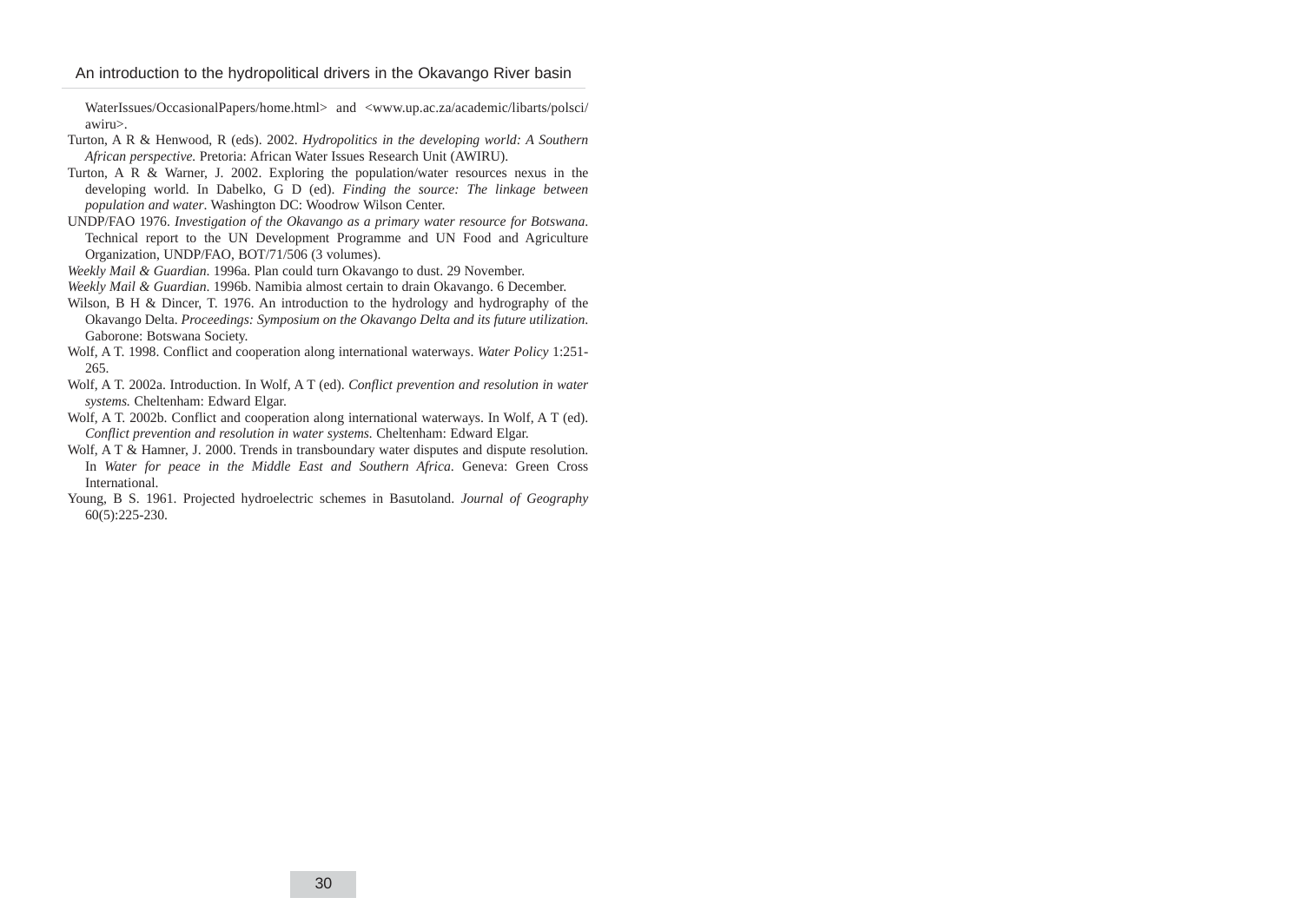WaterIssues/OccasionalPapers/home.html> and <www.up.ac.za/academic/libarts/polsci/awiru>.

Turton, A R & Henwood, R (eds). 2002. *Hydropolitics in the developing world: A Southern African perspective.* Pretoria: African Water Issues Research Unit (AWIRU).

Turton, A R & Warner, J. 2002. Exploring the population/water resources nexus in the developing world. In Dabelko, G D (ed). *Finding the source: The linkage between population and water*. Washington DC: Woodrow Wilson Center.

UNDP/FAO 1976. *Investigation of the Okavango as a primary water resource for Botswana*. Technical report to the UN Development Programme and UN Food and Agriculture Organization, UNDP/FAO, BOT/71/506 (3 volumes).

*Weekly Mail & Guardian*. 1996a. Plan could turn Okavango to dust. 29 November.

*Weekly Mail & Guardian*. 1996b. Namibia almost certain to drain Okavango. 6 December.

Wilson, B H & Dincer, T. 1976. An introduction to the hydrology and hydrography of the Okavango Delta. *Proceedings: Symposium on the Okavango Delta and its future utilization*. Gaborone: Botswana Society.

Wolf, A T. 1998. Conflict and cooperation along international waterways. *Water Policy* 1:251-265.

Wolf, A T. 2002a. Introduction. In Wolf, A T (ed). *Conflict prevention and resolution in water systems.* Cheltenham: Edward Elgar.

Wolf, A T. 2002b. Conflict and cooperation along international waterways. In Wolf, A T (ed). *Conflict prevention and resolution in water systems.* Cheltenham: Edward Elgar.

Wolf, A T & Hamner, J. 2000. Trends in transboundary water disputes and dispute resolution. In *Water for peace in the Middle East and Southern Africa*. Geneva: Green Cross International.

Young, B S. 1961. Projected hydroelectric schemes in Basutoland. *Journal of Geography* 60(5):225-230.